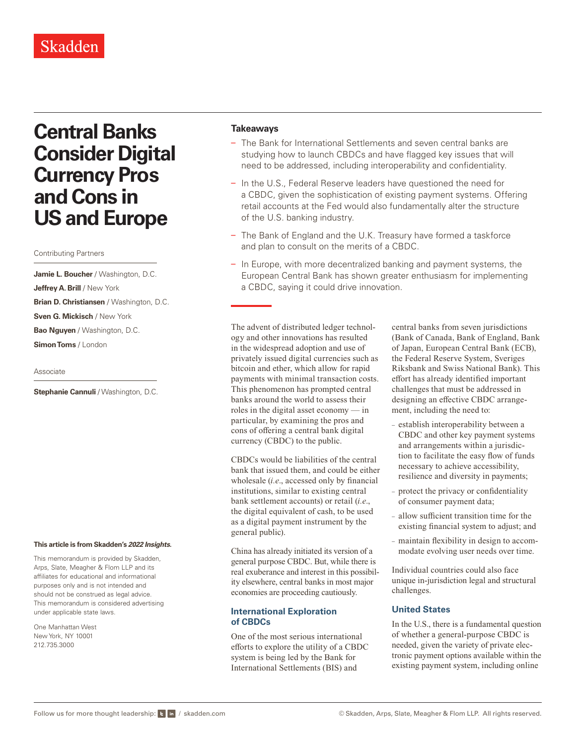# Central Banks Consider Digital Currency Pros and Cons in US and Europe

Contributing Partners

**Jamie L. Boucher** / Washington, D.C.
**Jeffrey A. Brill** / New York
**Brian D. Christiansen** / Washington, D.C.
**Sven G. Mickisch** / New York
**Bao Nguyen** / Washington, D.C.
**Simon Toms** / London

Associate

**Stephanie Cannuli** / Washington, D.C.

**This article is from Skadden's *2022 Insights*.**

This memorandum is provided by Skadden, Arps, Slate, Meagher & Flom LLP and its affiliates for educational and informational purposes only and is not intended and should not be construed as legal advice. This memorandum is considered advertising under applicable state laws.

One Manhattan West
New York, NY 10001
212.735.3000

## Takeaways

- The Bank for International Settlements and seven central banks are studying how to launch CBDCs and have flagged key issues that will need to be addressed, including interoperability and confidentiality.
- In the U.S., Federal Reserve leaders have questioned the need for a CBDC, given the sophistication of existing payment systems. Offering retail accounts at the Fed would also fundamentally alter the structure of the U.S. banking industry.
- The Bank of England and the U.K. Treasury have formed a taskforce and plan to consult on the merits of a CBDC.
- In Europe, with more decentralized banking and payment systems, the European Central Bank has shown greater enthusiasm for implementing a CBDC, saying it could drive innovation.

The advent of distributed ledger technology and other innovations has resulted in the widespread adoption and use of privately issued digital currencies such as bitcoin and ether, which allow for rapid payments with minimal transaction costs. This phenomenon has prompted central banks around the world to assess their roles in the digital asset economy — in particular, by examining the pros and cons of offering a central bank digital currency (CBDC) to the public.

CBDCs would be liabilities of the central bank that issued them, and could be either wholesale (*i.e*., accessed only by financial institutions, similar to existing central bank settlement accounts) or retail (*i.e*., the digital equivalent of cash, to be used as a digital payment instrument by the general public).

China has already initiated its version of a general purpose CBDC. But, while there is real exuberance and interest in this possibility elsewhere, central banks in most major economies are proceeding cautiously.

### International Exploration of CBDCs

One of the most serious international efforts to explore the utility of a CBDC system is being led by the Bank for International Settlements (BIS) and central banks from seven jurisdictions (Bank of Canada, Bank of England, Bank of Japan, European Central Bank (ECB), the Federal Reserve System, Sveriges Riksbank and Swiss National Bank). This effort has already identified important challenges that must be addressed in designing an effective CBDC arrangement, including the need to:

- establish interoperability between a CBDC and other key payment systems and arrangements within a jurisdiction to facilitate the easy flow of funds necessary to achieve accessibility, resilience and diversity in payments;
- protect the privacy or confidentiality of consumer payment data;
- allow sufficient transition time for the existing financial system to adjust; and
- maintain flexibility in design to accommodate evolving user needs over time.

Individual countries could also face unique in-jurisdiction legal and structural challenges.

### United States

In the U.S., there is a fundamental question of whether a general-purpose CBDC is needed, given the variety of private electronic payment options available within the existing payment system, including online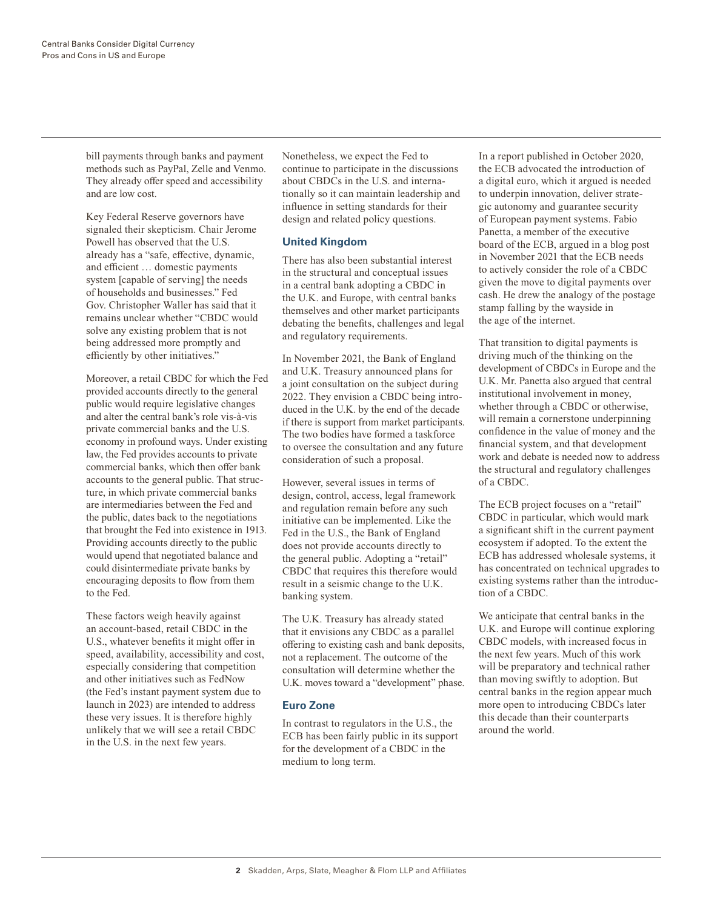bill payments through banks and payment methods such as PayPal, Zelle and Venmo. They already offer speed and accessibility and are low cost.

Key Federal Reserve governors have signaled their skepticism. Chair Jerome Powell has observed that the U.S. already has a "safe, effective, dynamic, and efficient … domestic payments system [capable of serving] the needs of households and businesses." Fed Gov. Christopher Waller has said that it remains unclear whether "CBDC would solve any existing problem that is not being addressed more promptly and efficiently by other initiatives."

Moreover, a retail CBDC for which the Fed provided accounts directly to the general public would require legislative changes and alter the central bank's role vis-à-vis private commercial banks and the U.S. economy in profound ways. Under existing law, the Fed provides accounts to private commercial banks, which then offer bank accounts to the general public. That structure, in which private commercial banks are intermediaries between the Fed and the public, dates back to the negotiations that brought the Fed into existence in 1913. Providing accounts directly to the public would upend that negotiated balance and could disintermediate private banks by encouraging deposits to flow from them to the Fed.

These factors weigh heavily against an account-based, retail CBDC in the U.S., whatever benefits it might offer in speed, availability, accessibility and cost, especially considering that competition and other initiatives such as FedNow (the Fed's instant payment system due to launch in 2023) are intended to address these very issues. It is therefore highly unlikely that we will see a retail CBDC in the U.S. in the next few years.

Nonetheless, we expect the Fed to continue to participate in the discussions about CBDCs in the U.S. and internationally so it can maintain leadership and influence in setting standards for their design and related policy questions.

### United Kingdom

There has also been substantial interest in the structural and conceptual issues in a central bank adopting a CBDC in the U.K. and Europe, with central banks themselves and other market participants debating the benefits, challenges and legal and regulatory requirements.

In November 2021, the Bank of England and U.K. Treasury announced plans for a joint consultation on the subject during 2022. They envision a CBDC being introduced in the U.K. by the end of the decade if there is support from market participants. The two bodies have formed a taskforce to oversee the consultation and any future consideration of such a proposal.

However, several issues in terms of design, control, access, legal framework and regulation remain before any such initiative can be implemented. Like the Fed in the U.S., the Bank of England does not provide accounts directly to the general public. Adopting a "retail" CBDC that requires this therefore would result in a seismic change to the U.K. banking system.

The U.K. Treasury has already stated that it envisions any CBDC as a parallel offering to existing cash and bank deposits, not a replacement. The outcome of the consultation will determine whether the U.K. moves toward a "development" phase.

### Euro Zone

In contrast to regulators in the U.S., the ECB has been fairly public in its support for the development of a CBDC in the medium to long term.

In a report published in October 2020, the ECB advocated the introduction of a digital euro, which it argued is needed to underpin innovation, deliver strategic autonomy and guarantee security of European payment systems. Fabio Panetta, a member of the executive board of the ECB, argued in a blog post in November 2021 that the ECB needs to actively consider the role of a CBDC given the move to digital payments over cash. He drew the analogy of the postage stamp falling by the wayside in the age of the internet.

That transition to digital payments is driving much of the thinking on the development of CBDCs in Europe and the U.K. Mr. Panetta also argued that central institutional involvement in money, whether through a CBDC or otherwise, will remain a cornerstone underpinning confidence in the value of money and the financial system, and that development work and debate is needed now to address the structural and regulatory challenges of a CBDC.

The ECB project focuses on a "retail" CBDC in particular, which would mark a significant shift in the current payment ecosystem if adopted. To the extent the ECB has addressed wholesale systems, it has concentrated on technical upgrades to existing systems rather than the introduction of a CBDC.

We anticipate that central banks in the U.K. and Europe will continue exploring CBDC models, with increased focus in the next few years. Much of this work will be preparatory and technical rather than moving swiftly to adoption. But central banks in the region appear much more open to introducing CBDCs later this decade than their counterparts around the world.